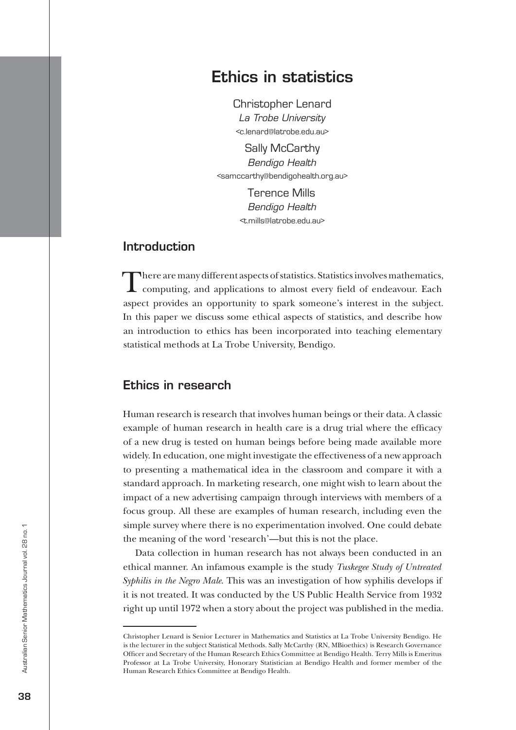# Ethics in statistics

Christopher Lenard
*La Trobe University*
<c.lenard@latrobe.edu.au>

Sally McCarthy
*Bendigo Health*
<samccarthy@bendigohealth.org.au>

Terence Mills
*Bendigo Health*
<t.mills@latrobe.edu.au>

## Introduction

There are many different aspects of statistics. Statistics involves mathematics, computing, and applications to almost every field of endeavour. Each aspect provides an opportunity to spark someone's interest in the subject. In this paper we discuss some ethical aspects of statistics, and describe how an introduction to ethics has been incorporated into teaching elementary statistical methods at La Trobe University, Bendigo.

## Ethics in research

Human research is research that involves human beings or their data. A classic example of human research in health care is a drug trial where the efficacy of a new drug is tested on human beings before being made available more widely. In education, one might investigate the effectiveness of a new approach to presenting a mathematical idea in the classroom and compare it with a standard approach. In marketing research, one might wish to learn about the impact of a new advertising campaign through interviews with members of a focus group. All these are examples of human research, including even the simple survey where there is no experimentation involved. One could debate the meaning of the word 'research'—but this is not the place.

Data collection in human research has not always been conducted in an ethical manner. An infamous example is the study *Tuskegee Study of Untreated Syphilis in the Negro Male.* This was an investigation of how syphilis develops if it is not treated. It was conducted by the US Public Health Service from 1932 right up until 1972 when a story about the project was published in the media.

---

Christopher Lenard is Senior Lecturer in Mathematics and Statistics at La Trobe University Bendigo. He is the lecturer in the subject Statistical Methods. Sally McCarthy (RN, MBioethics) is Research Governance Officer and Secretary of the Human Research Ethics Committee at Bendigo Health. Terry Mills is Emeritus Professor at La Trobe University, Honorary Statistician at Bendigo Health and former member of the Human Research Ethics Committee at Bendigo Health.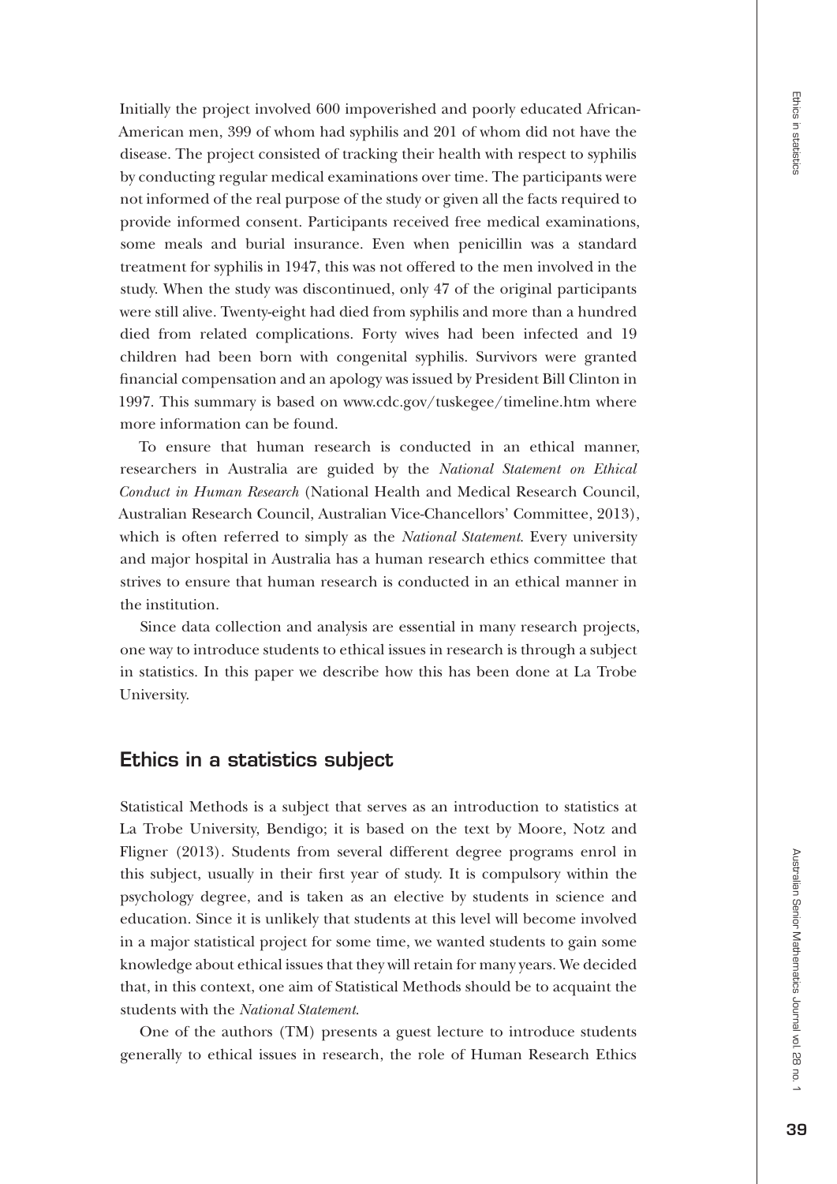Initially the project involved 600 impoverished and poorly educated African-American men, 399 of whom had syphilis and 201 of whom did not have the disease. The project consisted of tracking their health with respect to syphilis by conducting regular medical examinations over time. The participants were not informed of the real purpose of the study or given all the facts required to provide informed consent. Participants received free medical examinations, some meals and burial insurance. Even when penicillin was a standard treatment for syphilis in 1947, this was not offered to the men involved in the study. When the study was discontinued, only 47 of the original participants were still alive. Twenty-eight had died from syphilis and more than a hundred died from related complications. Forty wives had been infected and 19 children had been born with congenital syphilis. Survivors were granted financial compensation and an apology was issued by President Bill Clinton in 1997. This summary is based on www.cdc.gov/tuskegee/timeline.htm where more information can be found.

To ensure that human research is conducted in an ethical manner, researchers in Australia are guided by the *National Statement on Ethical Conduct in Human Research* (National Health and Medical Research Council, Australian Research Council, Australian Vice-Chancellors' Committee, 2013), which is often referred to simply as the *National Statement*. Every university and major hospital in Australia has a human research ethics committee that strives to ensure that human research is conducted in an ethical manner in the institution.

Since data collection and analysis are essential in many research projects, one way to introduce students to ethical issues in research is through a subject in statistics. In this paper we describe how this has been done at La Trobe University.

## Ethics in a statistics subject

Statistical Methods is a subject that serves as an introduction to statistics at La Trobe University, Bendigo; it is based on the text by Moore, Notz and Fligner (2013). Students from several different degree programs enrol in this subject, usually in their first year of study. It is compulsory within the psychology degree, and is taken as an elective by students in science and education. Since it is unlikely that students at this level will become involved in a major statistical project for some time, we wanted students to gain some knowledge about ethical issues that they will retain for many years. We decided that, in this context, one aim of Statistical Methods should be to acquaint the students with the *National Statement*.

One of the authors (TM) presents a guest lecture to introduce students generally to ethical issues in research, the role of Human Research Ethics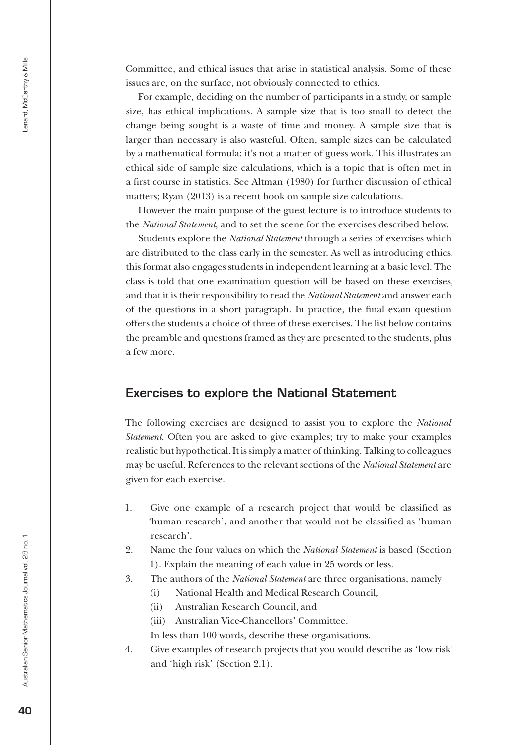Committee, and ethical issues that arise in statistical analysis. Some of these issues are, on the surface, not obviously connected to ethics.

For example, deciding on the number of participants in a study, or sample size, has ethical implications. A sample size that is too small to detect the change being sought is a waste of time and money. A sample size that is larger than necessary is also wasteful. Often, sample sizes can be calculated by a mathematical formula: it's not a matter of guess work. This illustrates an ethical side of sample size calculations, which is a topic that is often met in a first course in statistics. See Altman (1980) for further discussion of ethical matters; Ryan (2013) is a recent book on sample size calculations.

However the main purpose of the guest lecture is to introduce students to the *National Statement*, and to set the scene for the exercises described below.

Students explore the *National Statement* through a series of exercises which are distributed to the class early in the semester. As well as introducing ethics, this format also engages students in independent learning at a basic level. The class is told that one examination question will be based on these exercises, and that it is their responsibility to read the *National Statement* and answer each of the questions in a short paragraph. In practice, the final exam question offers the students a choice of three of these exercises. The list below contains the preamble and questions framed as they are presented to the students, plus a few more.

## Exercises to explore the National Statement

The following exercises are designed to assist you to explore the *National Statement*. Often you are asked to give examples; try to make your examples realistic but hypothetical. It is simply a matter of thinking. Talking to colleagues may be useful. References to the relevant sections of the *National Statement* are given for each exercise.

1. Give one example of a research project that would be classified as 'human research', and another that would not be classified as 'human research'.
2. Name the four values on which the *National Statement* is based (Section 1). Explain the meaning of each value in 25 words or less.
3. The authors of the *National Statement* are three organisations, namely
   (i) National Health and Medical Research Council,
   (ii) Australian Research Council, and
   (iii) Australian Vice-Chancellors' Committee.
   In less than 100 words, describe these organisations.
4. Give examples of research projects that you would describe as 'low risk' and 'high risk' (Section 2.1).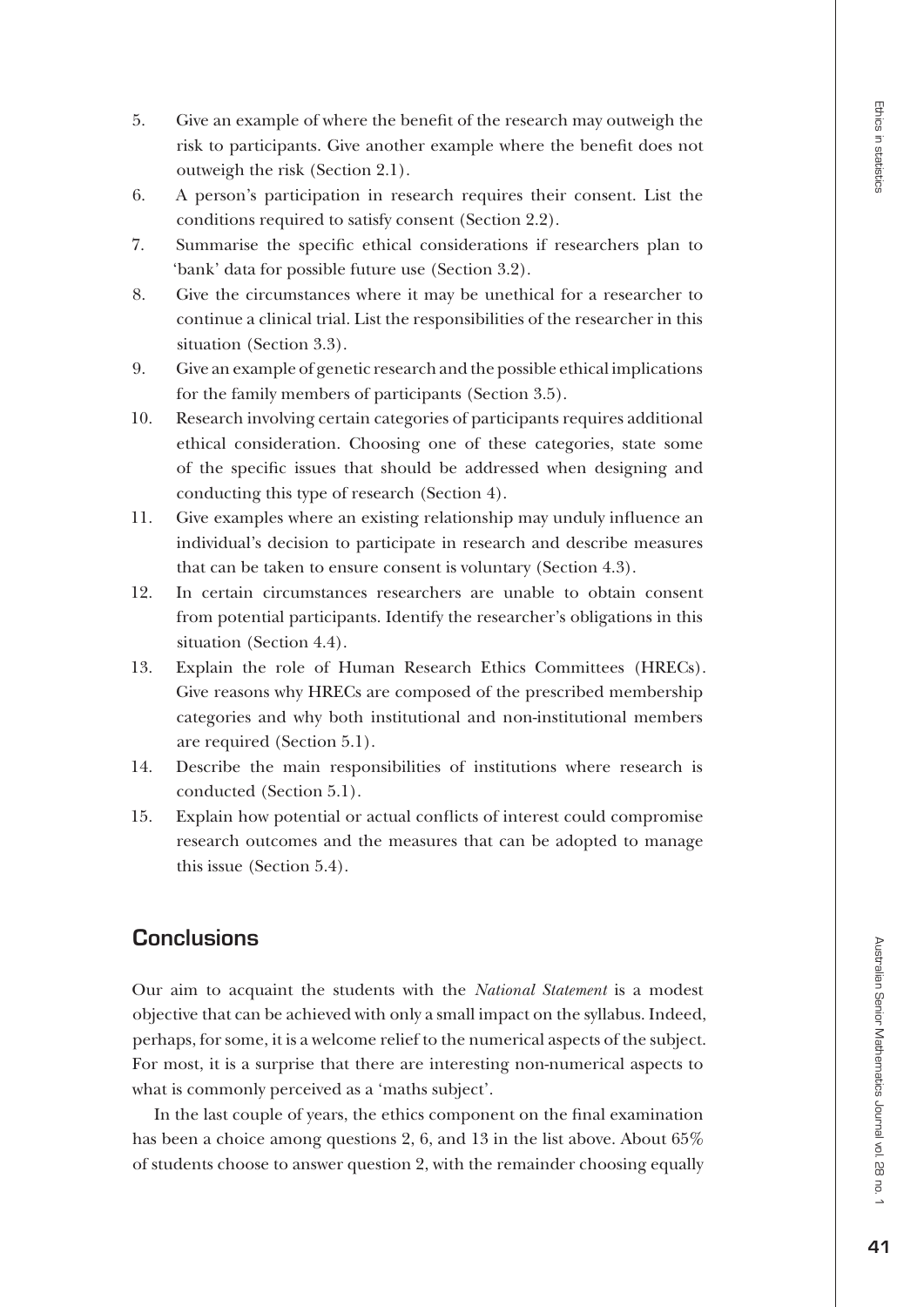5. Give an example of where the benefit of the research may outweigh the risk to participants. Give another example where the benefit does not outweigh the risk (Section 2.1).
6. A person's participation in research requires their consent. List the conditions required to satisfy consent (Section 2.2).
7. Summarise the specific ethical considerations if researchers plan to 'bank' data for possible future use (Section 3.2).
8. Give the circumstances where it may be unethical for a researcher to continue a clinical trial. List the responsibilities of the researcher in this situation (Section 3.3).
9. Give an example of genetic research and the possible ethical implications for the family members of participants (Section 3.5).
10. Research involving certain categories of participants requires additional ethical consideration. Choosing one of these categories, state some of the specific issues that should be addressed when designing and conducting this type of research (Section 4).
11. Give examples where an existing relationship may unduly influence an individual's decision to participate in research and describe measures that can be taken to ensure consent is voluntary (Section 4.3).
12. In certain circumstances researchers are unable to obtain consent from potential participants. Identify the researcher's obligations in this situation (Section 4.4).
13. Explain the role of Human Research Ethics Committees (HRECs). Give reasons why HRECs are composed of the prescribed membership categories and why both institutional and non-institutional members are required (Section 5.1).
14. Describe the main responsibilities of institutions where research is conducted (Section 5.1).
15. Explain how potential or actual conflicts of interest could compromise research outcomes and the measures that can be adopted to manage this issue (Section 5.4).

## Conclusions

Our aim to acquaint the students with the *National Statement* is a modest objective that can be achieved with only a small impact on the syllabus. Indeed, perhaps, for some, it is a welcome relief to the numerical aspects of the subject. For most, it is a surprise that there are interesting non-numerical aspects to what is commonly perceived as a 'maths subject'.

In the last couple of years, the ethics component on the final examination has been a choice among questions 2, 6, and 13 in the list above. About 65% of students choose to answer question 2, with the remainder choosing equally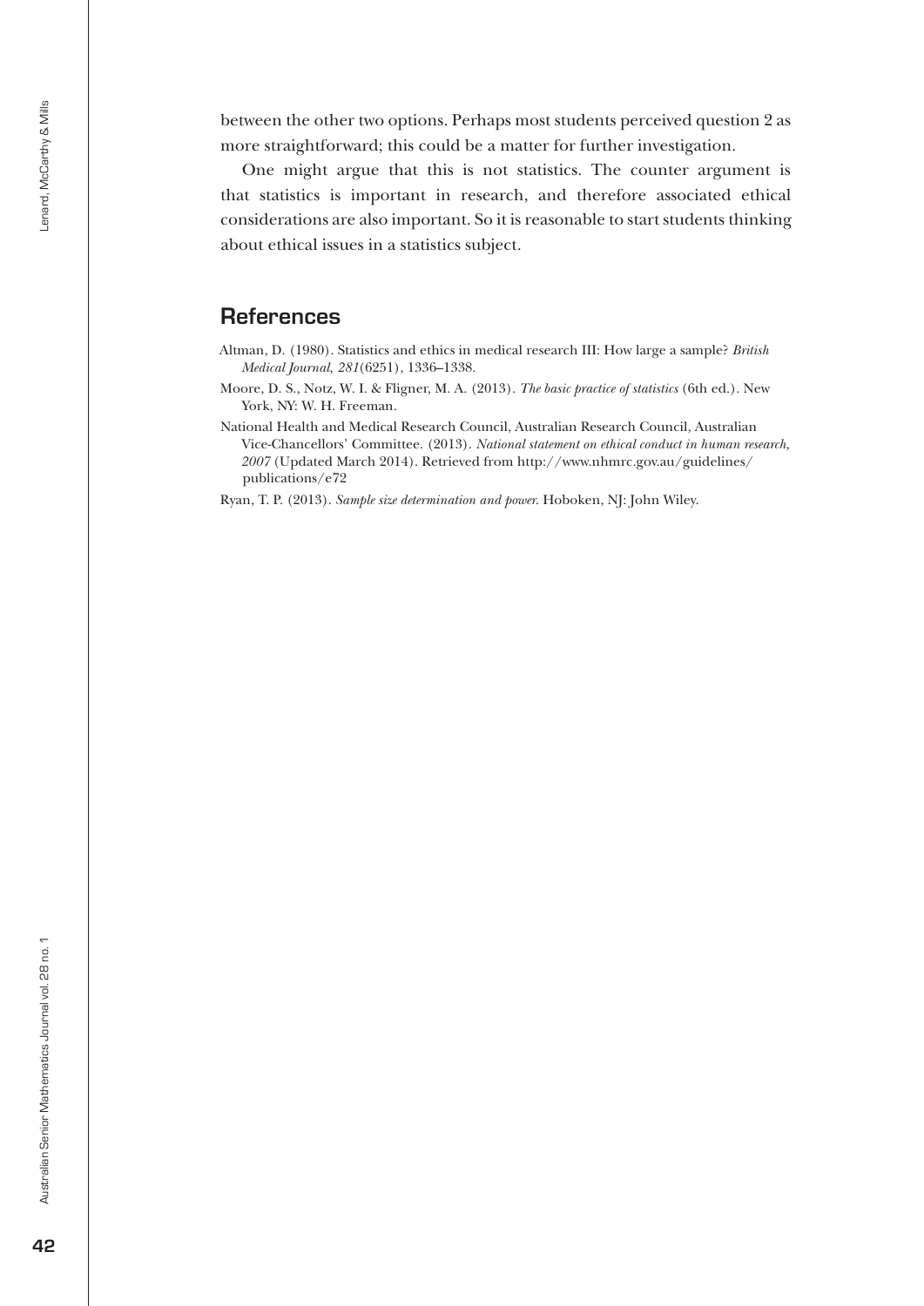between the other two options. Perhaps most students perceived question 2 as more straightforward; this could be a matter for further investigation.

One might argue that this is not statistics. The counter argument is that statistics is important in research, and therefore associated ethical considerations are also important. So it is reasonable to start students thinking about ethical issues in a statistics subject.

## References

Altman, D. (1980). Statistics and ethics in medical research III: How large a sample? *British Medical Journal, 281*(6251), 1336–1338.

Moore, D. S., Notz, W. I. & Fligner, M. A. (2013). *The basic practice of statistics* (6th ed.). New York, NY: W. H. Freeman.

National Health and Medical Research Council, Australian Research Council, Australian Vice-Chancellors' Committee. (2013). *National statement on ethical conduct in human research, 2007* (Updated March 2014). Retrieved from http://www.nhmrc.gov.au/guidelines/publications/e72

Ryan, T. P. (2013). *Sample size determination and power.* Hoboken, NJ: John Wiley.